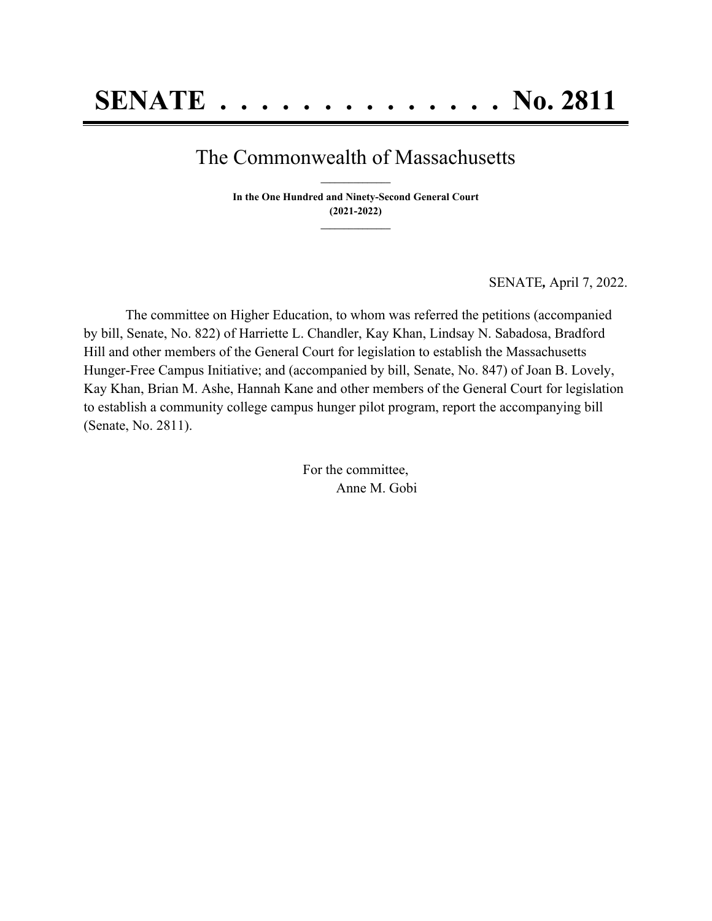# SENATE . . . . . . . . . . . . . . No. 2811

## The Commonwealth of Massachusetts

**In the One Hundred and Ninety-Second General Court**
**(2021-2022)**

SENATE**,** April 7, 2022.

The committee on Higher Education, to whom was referred the petitions (accompanied by bill, Senate, No. 822) of Harriette L. Chandler, Kay Khan, Lindsay N. Sabadosa, Bradford Hill and other members of the General Court for legislation to establish the Massachusetts Hunger-Free Campus Initiative; and (accompanied by bill, Senate, No. 847) of Joan B. Lovely, Kay Khan, Brian M. Ashe, Hannah Kane and other members of the General Court for legislation to establish a community college campus hunger pilot program, report the accompanying bill (Senate, No. 2811).

For the committee,
Anne M. Gobi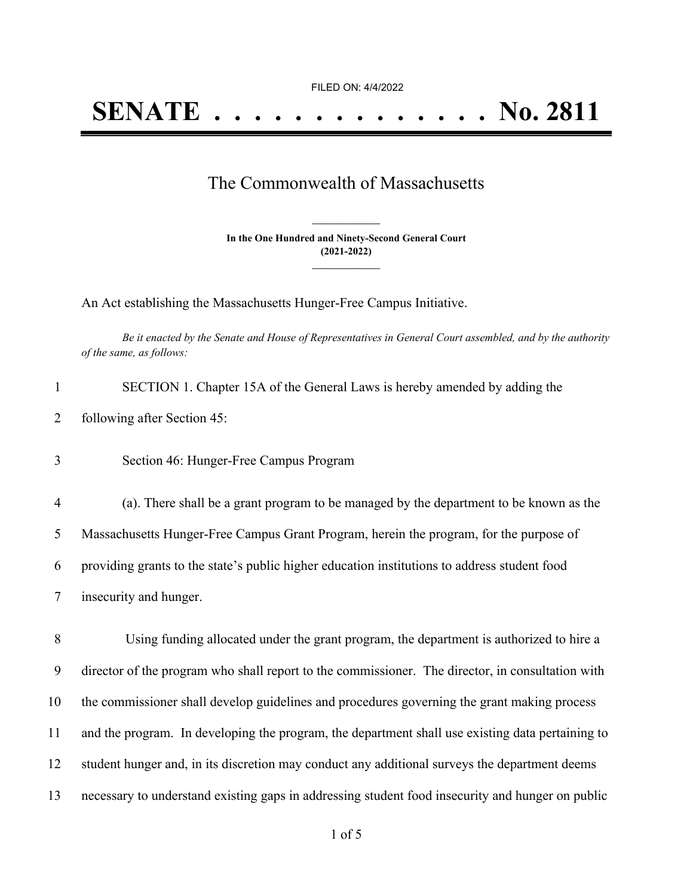FILED ON: 4/4/2022

# SENATE . . . . . . . . . . . . . . No. 2811

## The Commonwealth of Massachusetts

**In the One Hundred and Ninety-Second General Court**
**(2021-2022)**

An Act establishing the Massachusetts Hunger-Free Campus Initiative.

*Be it enacted by the Senate and House of Representatives in General Court assembled, and by the authority of the same, as follows:*

1 SECTION 1. Chapter 15A of the General Laws is hereby amended by adding the
2 following after Section 45:

3 Section 46: Hunger-Free Campus Program

4 (a). There shall be a grant program to be managed by the department to be known as the
5 Massachusetts Hunger-Free Campus Grant Program, herein the program, for the purpose of
6 providing grants to the state's public higher education institutions to address student food
7 insecurity and hunger.

8 Using funding allocated under the grant program, the department is authorized to hire a
9 director of the program who shall report to the commissioner. The director, in consultation with
10 the commissioner shall develop guidelines and procedures governing the grant making process
11 and the program. In developing the program, the department shall use existing data pertaining to
12 student hunger and, in its discretion may conduct any additional surveys the department deems
13 necessary to understand existing gaps in addressing student food insecurity and hunger on public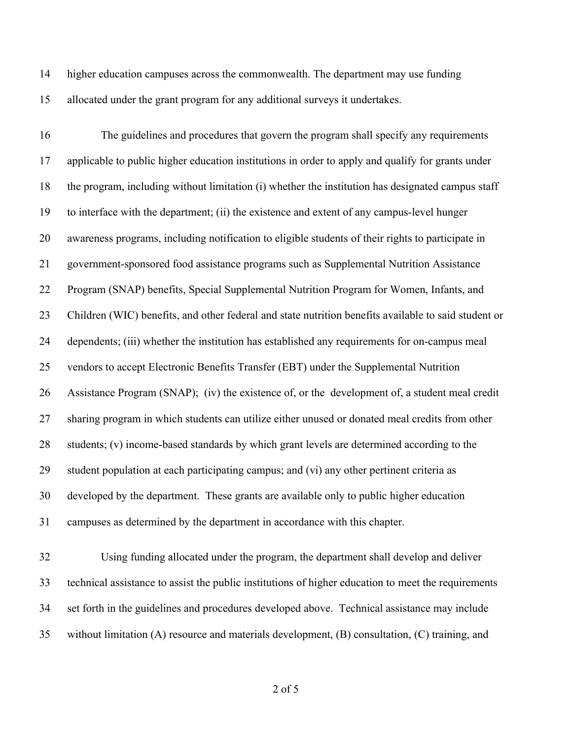higher education campuses across the commonwealth. The department may use funding allocated under the grant program for any additional surveys it undertakes.

The guidelines and procedures that govern the program shall specify any requirements applicable to public higher education institutions in order to apply and qualify for grants under the program, including without limitation (i) whether the institution has designated campus staff to interface with the department; (ii) the existence and extent of any campus-level hunger awareness programs, including notification to eligible students of their rights to participate in government-sponsored food assistance programs such as Supplemental Nutrition Assistance Program (SNAP) benefits, Special Supplemental Nutrition Program for Women, Infants, and Children (WIC) benefits, and other federal and state nutrition benefits available to said student or dependents; (iii) whether the institution has established any requirements for on-campus meal vendors to accept Electronic Benefits Transfer (EBT) under the Supplemental Nutrition Assistance Program (SNAP); (iv) the existence of, or the development of, a student meal credit sharing program in which students can utilize either unused or donated meal credits from other students; (v) income-based standards by which grant levels are determined according to the student population at each participating campus; and (vi) any other pertinent criteria as developed by the department. These grants are available only to public higher education campuses as determined by the department in accordance with this chapter.

Using funding allocated under the program, the department shall develop and deliver technical assistance to assist the public institutions of higher education to meet the requirements set forth in the guidelines and procedures developed above. Technical assistance may include without limitation (A) resource and materials development, (B) consultation, (C) training, and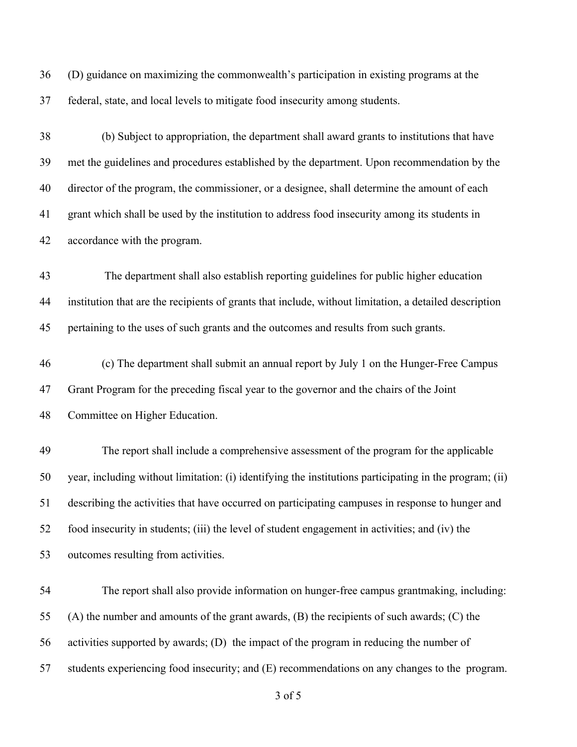(D) guidance on maximizing the commonwealth's participation in existing programs at the federal, state, and local levels to mitigate food insecurity among students.

(b) Subject to appropriation, the department shall award grants to institutions that have met the guidelines and procedures established by the department. Upon recommendation by the director of the program, the commissioner, or a designee, shall determine the amount of each grant which shall be used by the institution to address food insecurity among its students in accordance with the program.

The department shall also establish reporting guidelines for public higher education institution that are the recipients of grants that include, without limitation, a detailed description pertaining to the uses of such grants and the outcomes and results from such grants.

(c) The department shall submit an annual report by July 1 on the Hunger-Free Campus Grant Program for the preceding fiscal year to the governor and the chairs of the Joint Committee on Higher Education.

The report shall include a comprehensive assessment of the program for the applicable year, including without limitation: (i) identifying the institutions participating in the program; (ii) describing the activities that have occurred on participating campuses in response to hunger and food insecurity in students; (iii) the level of student engagement in activities; and (iv) the outcomes resulting from activities.

The report shall also provide information on hunger-free campus grantmaking, including: (A) the number and amounts of the grant awards, (B) the recipients of such awards; (C) the activities supported by awards; (D) the impact of the program in reducing the number of students experiencing food insecurity; and (E) recommendations on any changes to the program.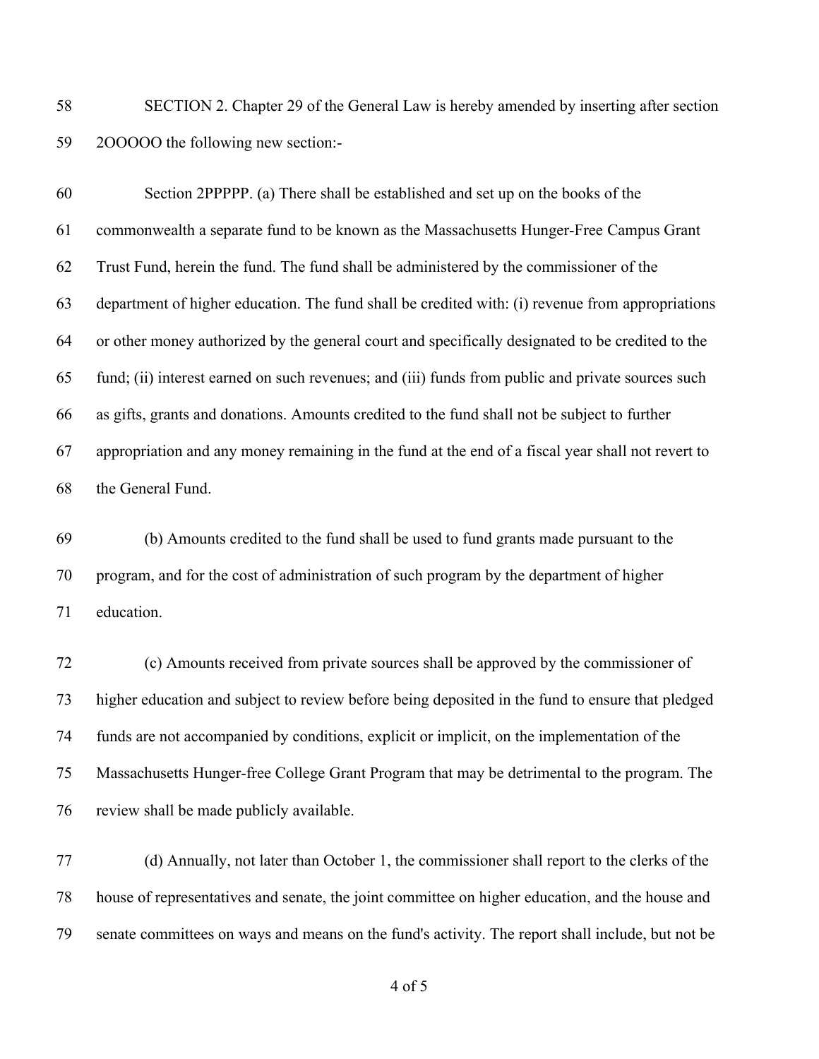SECTION 2. Chapter 29 of the General Law is hereby amended by inserting after section 2OOOOO the following new section:-

Section 2PPPPP. (a) There shall be established and set up on the books of the commonwealth a separate fund to be known as the Massachusetts Hunger-Free Campus Grant Trust Fund, herein the fund. The fund shall be administered by the commissioner of the department of higher education. The fund shall be credited with: (i) revenue from appropriations or other money authorized by the general court and specifically designated to be credited to the fund; (ii) interest earned on such revenues; and (iii) funds from public and private sources such as gifts, grants and donations. Amounts credited to the fund shall not be subject to further appropriation and any money remaining in the fund at the end of a fiscal year shall not revert to the General Fund.

(b) Amounts credited to the fund shall be used to fund grants made pursuant to the program, and for the cost of administration of such program by the department of higher education.

(c) Amounts received from private sources shall be approved by the commissioner of higher education and subject to review before being deposited in the fund to ensure that pledged funds are not accompanied by conditions, explicit or implicit, on the implementation of the Massachusetts Hunger-free College Grant Program that may be detrimental to the program. The review shall be made publicly available.

(d) Annually, not later than October 1, the commissioner shall report to the clerks of the house of representatives and senate, the joint committee on higher education, and the house and senate committees on ways and means on the fund's activity. The report shall include, but not be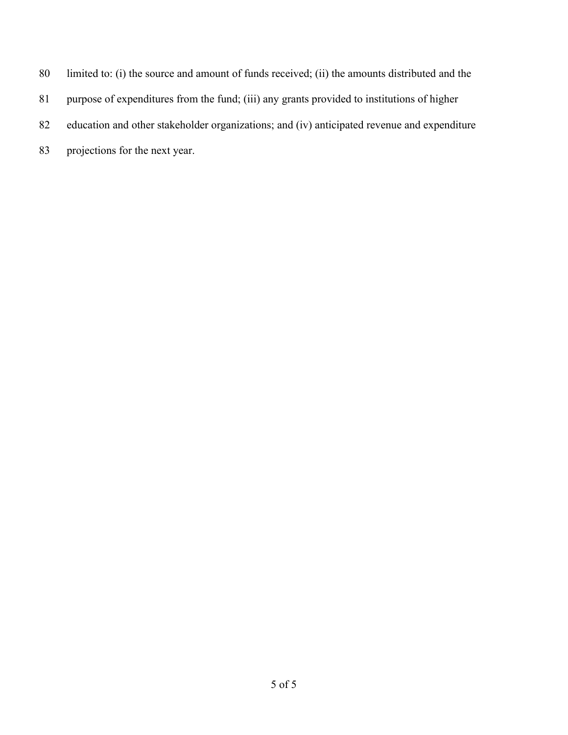80 limited to: (i) the source and amount of funds received; (ii) the amounts distributed and the

81 purpose of expenditures from the fund; (iii) any grants provided to institutions of higher

82 education and other stakeholder organizations; and (iv) anticipated revenue and expenditure

83 projections for the next year.